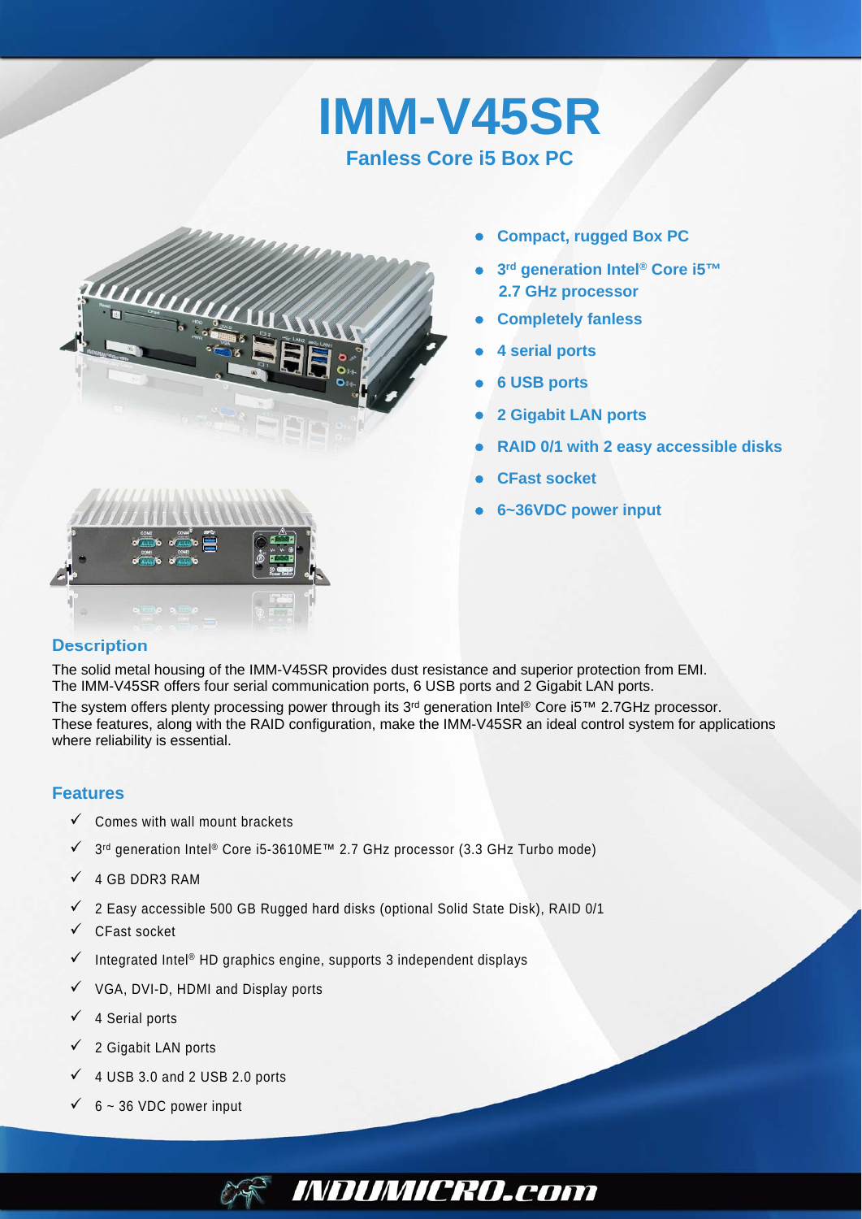# IMM-V45SR

## Fanless Core i5 Box PC

- **Compact, rugged Box PC**
- **3rd generation Intel® Core i5™ 2.7 GHz processor**
- **Completely fanless**
- **4 serial ports**
- **6 USB ports**
- **2 Gigabit LAN ports**
- **RAID 0/1 with 2 easy accessible disks**
- **CFast socket**
- **6~36VDC power input**

### Description

The solid metal housing of the IMM-V45SR provides dust resistance and superior protection from EMI. The IMM-V45SR offers four serial communication ports, 6 USB ports and 2 Gigabit LAN ports.

The system offers plenty processing power through its 3rd generation Intel® Core i5™ 2.7GHz processor. These features, along with the RAID configuration, make the IMM-V45SR an ideal control system for applications where reliability is essential.

### Features

- ✓ Comes with wall mount brackets
- ✓ 3rd generation Intel® Core i5-3610ME™ 2.7 GHz processor (3.3 GHz Turbo mode)
- ✓ 4 GB DDR3 RAM
- ✓ 2 Easy accessible 500 GB Rugged hard disks (optional Solid State Disk), RAID 0/1
- ✓ CFast socket
- ✓ Integrated Intel® HD graphics engine, supports 3 independent displays
- ✓ VGA, DVI-D, HDMI and Display ports
- ✓ 4 Serial ports
- ✓ 2 Gigabit LAN ports
- ✓ 4 USB 3.0 and 2 USB 2.0 ports
- ✓ 6 ~ 36 VDC power input

INDUMICRO.com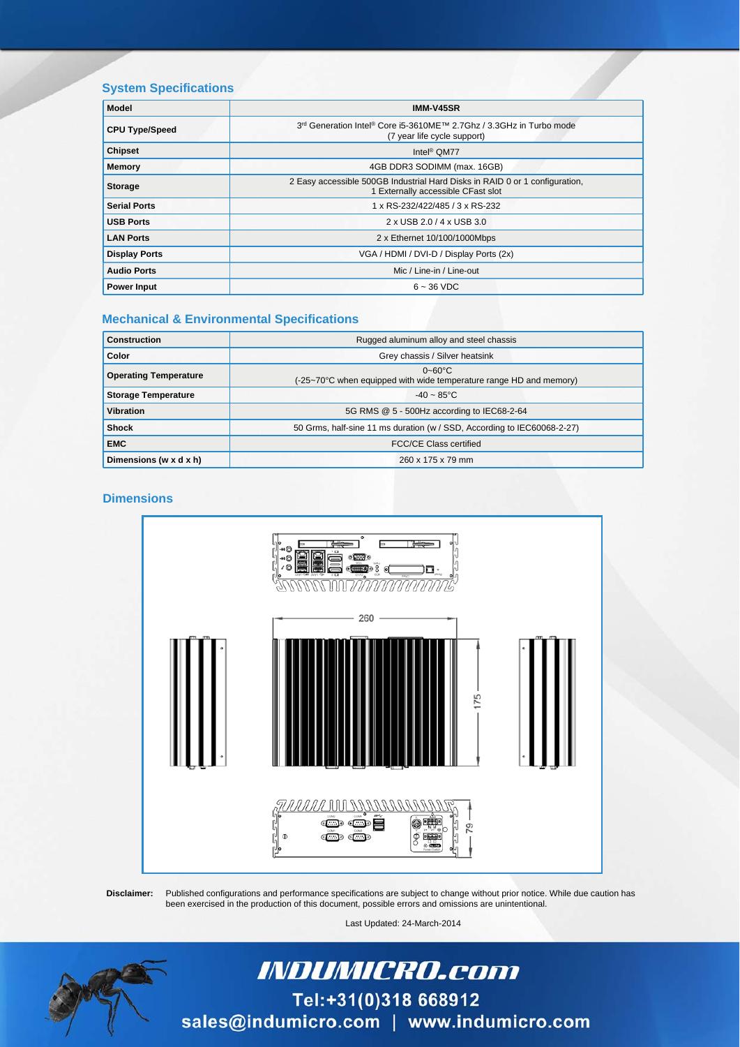## System Specifications

| | |
|---|---|
| **Model** | **IMM-V45SR** |
| **CPU Type/Speed** | 3rd Generation Intel® Core i5-3610ME™ 2.7Ghz / 3.3GHz in Turbo mode (7 year life cycle support) |
| **Chipset** | Intel® QM77 |
| **Memory** | 4GB DDR3 SODIMM (max. 16GB) |
| **Storage** | 2 Easy accessible 500GB Industrial Hard Disks in RAID 0 or 1 configuration, 1 Externally accessible CFast slot |
| **Serial Ports** | 1 x RS-232/422/485 / 3 x RS-232 |
| **USB Ports** | 2 x USB 2.0 / 4 x USB 3.0 |
| **LAN Ports** | 2 x Ethernet 10/100/1000Mbps |
| **Display Ports** | VGA / HDMI / DVI-D / Display Ports (2x) |
| **Audio Ports** | Mic / Line-in / Line-out |
| **Power Input** | 6 ~ 36 VDC |

## Mechanical & Environmental Specifications

| | |
|---|---|
| **Construction** | Rugged aluminum alloy and steel chassis |
| **Color** | Grey chassis / Silver heatsink |
| **Operating Temperature** | 0~60°C (-25~70°C when equipped with wide temperature range HD and memory) |
| **Storage Temperature** | -40 ~ 85°C |
| **Vibration** | 5G RMS @ 5 - 500Hz according to IEC68-2-64 |
| **Shock** | 50 Grms, half-sine 11 ms duration (w / SSD, According to IEC60068-2-27) |
| **EMC** | FCC/CE Class certified |
| **Dimensions (w x d x h)** | 260 x 175 x 79 mm |

## Dimensions

260

175

79

**Disclaimer:** Published configurations and performance specifications are subject to change without prior notice. While due caution has been exercised in the production of this document, possible errors and omissions are unintentional.

Last Updated: 24-March-2014

INDUMICRO.com

Tel:+31(0)318 668912

sales@indumicro.com | www.indumicro.com